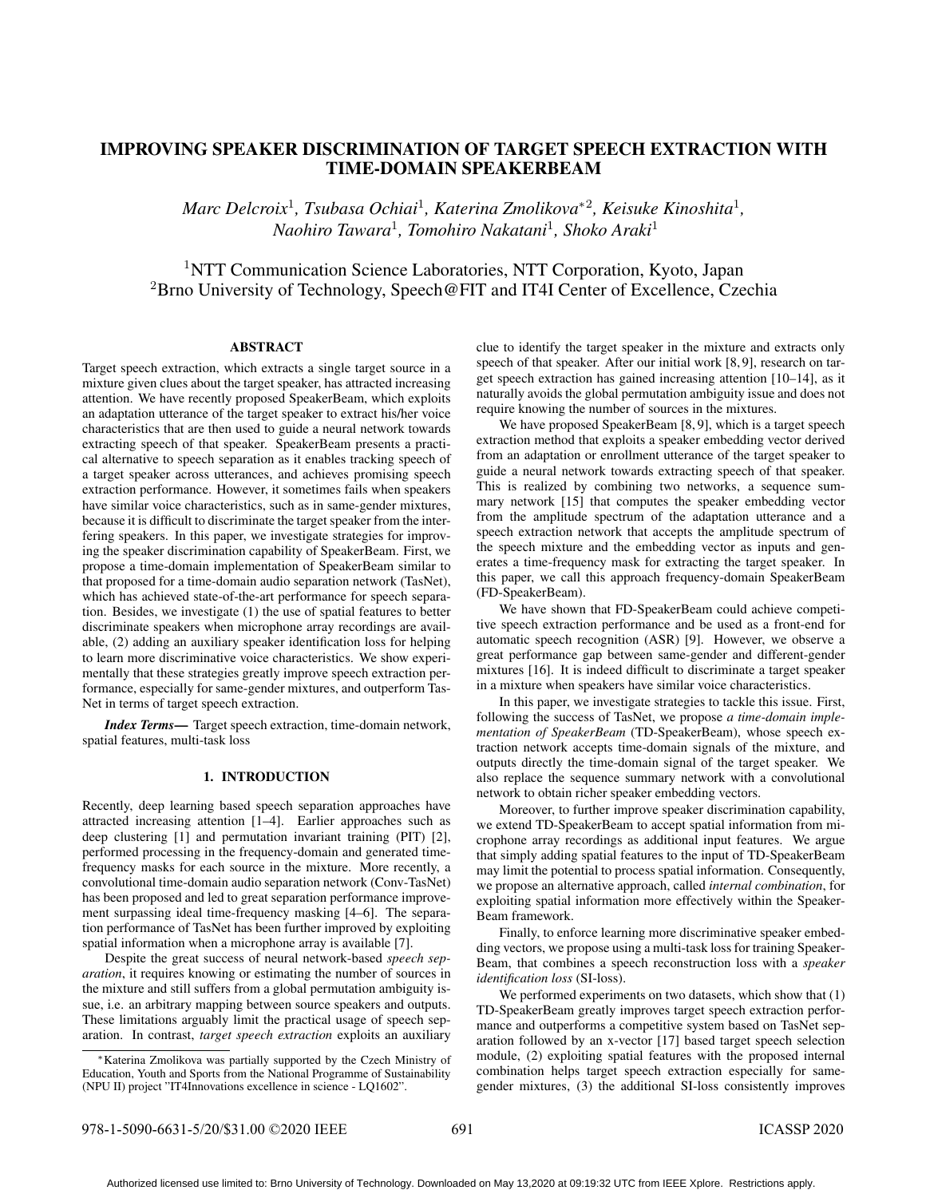# IMPROVING SPEAKER DISCRIMINATION OF TARGET SPEECH EXTRACTION WITH TIME-DOMAIN SPEAKERBEAM

*Marc Delcroix*[1], *Tsubasa Ochiai*[1], *Katerina Zmolikova*[*2], *Keisuke Kinoshita*[1], *Naohiro Tawara*[1], *Tomohiro Nakatani*[1], *Shoko Araki*[1]

[1]NTT Communication Science Laboratories, NTT Corporation, Kyoto, Japan
[2]Brno University of Technology, Speech@FIT and IT4I Center of Excellence, Czechia

## ABSTRACT

Target speech extraction, which extracts a single target source in a mixture given clues about the target speaker, has attracted increasing attention. We have recently proposed SpeakerBeam, which exploits an adaptation utterance of the target speaker to extract his/her voice characteristics that are then used to guide a neural network towards extracting speech of that speaker. SpeakerBeam presents a practical alternative to speech separation as it enables tracking speech of a target speaker across utterances, and achieves promising speech extraction performance. However, it sometimes fails when speakers have similar voice characteristics, such as in same-gender mixtures, because it is difficult to discriminate the target speaker from the interfering speakers. In this paper, we investigate strategies for improving the speaker discrimination capability of SpeakerBeam. First, we propose a time-domain implementation of SpeakerBeam similar to that proposed for a time-domain audio separation network (TasNet), which has achieved state-of-the-art performance for speech separation. Besides, we investigate (1) the use of spatial features to better discriminate speakers when microphone array recordings are available, (2) adding an auxiliary speaker identification loss for helping to learn more discriminative voice characteristics. We show experimentally that these strategies greatly improve speech extraction performance, especially for same-gender mixtures, and outperform TasNet in terms of target speech extraction.

***Index Terms—*** Target speech extraction, time-domain network, spatial features, multi-task loss

## 1. INTRODUCTION

Recently, deep learning based speech separation approaches have attracted increasing attention [1–4]. Earlier approaches such as deep clustering [1] and permutation invariant training (PIT) [2], performed processing in the frequency-domain and generated time-frequency masks for each source in the mixture. More recently, a convolutional time-domain audio separation network (Conv-TasNet) has been proposed and led to great separation performance improvement surpassing ideal time-frequency masking [4–6]. The separation performance of TasNet has been further improved by exploiting spatial information when a microphone array is available [7].

Despite the great success of neural network-based *speech separation*, it requires knowing or estimating the number of sources in the mixture and still suffers from a global permutation ambiguity issue, i.e. an arbitrary mapping between source speakers and outputs. These limitations arguably limit the practical usage of speech separation. In contrast, *target speech extraction* exploits an auxiliary clue to identify the target speaker in the mixture and extracts only speech of that speaker. After our initial work [8, 9], research on target speech extraction has gained increasing attention [10–14], as it naturally avoids the global permutation ambiguity issue and does not require knowing the number of sources in the mixtures.

We have proposed SpeakerBeam [8, 9], which is a target speech extraction method that exploits a speaker embedding vector derived from an adaptation or enrollment utterance of the target speaker to guide a neural network towards extracting speech of that speaker. This is realized by combining two networks, a sequence summary network [15] that computes the speaker embedding vector from the amplitude spectrum of the adaptation utterance and a speech extraction network that accepts the amplitude spectrum of the speech mixture and the embedding vector as inputs and generates a time-frequency mask for extracting the target speaker. In this paper, we call this approach frequency-domain SpeakerBeam (FD-SpeakerBeam).

We have shown that FD-SpeakerBeam could achieve competitive speech extraction performance and be used as a front-end for automatic speech recognition (ASR) [9]. However, we observe a great performance gap between same-gender and different-gender mixtures [16]. It is indeed difficult to discriminate a target speaker in a mixture when speakers have similar voice characteristics.

In this paper, we investigate strategies to tackle this issue. First, following the success of TasNet, we propose *a time-domain implementation of SpeakerBeam* (TD-SpeakerBeam), whose speech extraction network accepts time-domain signals of the mixture, and outputs directly the time-domain signal of the target speaker. We also replace the sequence summary network with a convolutional network to obtain richer speaker embedding vectors.

Moreover, to further improve speaker discrimination capability, we extend TD-SpeakerBeam to accept spatial information from microphone array recordings as additional input features. We argue that simply adding spatial features to the input of TD-SpeakerBeam may limit the potential to process spatial information. Consequently, we propose an alternative approach, called *internal combination*, for exploiting spatial information more effectively within the SpeakerBeam framework.

Finally, to enforce learning more discriminative speaker embedding vectors, we propose using a multi-task loss for training SpeakerBeam, that combines a speech reconstruction loss with a *speaker identification loss* (SI-loss).

We performed experiments on two datasets, which show that (1) TD-SpeakerBeam greatly improves target speech extraction performance and outperforms a competitive system based on TasNet separation followed by an x-vector [17] based target speech selection module, (2) exploiting spatial features with the proposed internal combination helps target speech extraction especially for same-gender mixtures, (3) the additional SI-loss consistently improves

---

*Katerina Zmolikova was partially supported by the Czech Ministry of Education, Youth and Sports from the National Programme of Sustainability (NPU II) project "IT4Innovations excellence in science - LQ1602".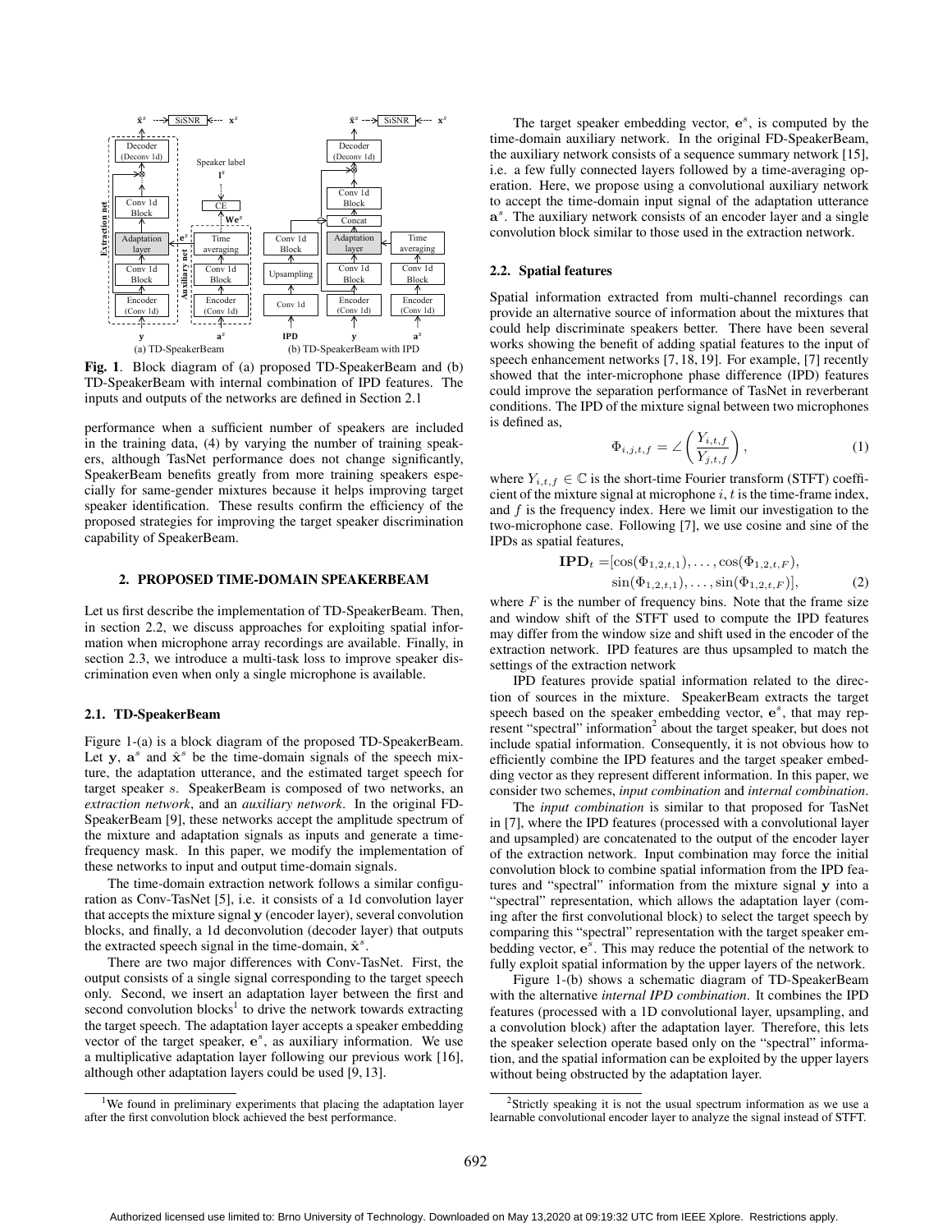Fig. 1. Block diagram of (a) proposed TD-SpeakerBeam and (b) TD-SpeakerBeam with internal combination of IPD features. The inputs and outputs of the networks are defined in Section 2.1

performance when a sufficient number of speakers are included in the training data, (4) by varying the number of training speakers, although TasNet performance does not change significantly, SpeakerBeam benefits greatly from more training speakers especially for same-gender mixtures because it helps improving target speaker identification. These results confirm the efficiency of the proposed strategies for improving the target speaker discrimination capability of SpeakerBeam.

## 2. PROPOSED TIME-DOMAIN SPEAKERBEAM

Let us first describe the implementation of TD-SpeakerBeam. Then, in section 2.2, we discuss approaches for exploiting spatial information when microphone array recordings are available. Finally, in section 2.3, we introduce a multi-task loss to improve speaker discrimination even when only a single microphone is available.

### 2.1. TD-SpeakerBeam

Figure 1-(a) is a block diagram of the proposed TD-SpeakerBeam. Let $\mathbf{y}$, $\mathbf{a}^s$ and $\hat{\mathbf{x}}^s$ be the time-domain signals of the speech mixture, the adaptation utterance, and the estimated target speech for target speaker $s$. SpeakerBeam is composed of two networks, an *extraction network*, and an *auxiliary network*. In the original FD-SpeakerBeam [9], these networks accept the amplitude spectrum of the mixture and adaptation signals as inputs and generate a time-frequency mask. In this paper, we modify the implementation of these networks to input and output time-domain signals.

The time-domain extraction network follows a similar configuration as Conv-TasNet [5], i.e. it consists of a 1d convolution layer that accepts the mixture signal $\mathbf{y}$ (encoder layer), several convolution blocks, and finally, a 1d deconvolution (decoder layer) that outputs the extracted speech signal in the time-domain, $\hat{\mathbf{x}}^s$.

There are two major differences with Conv-TasNet. First, the output consists of a single signal corresponding to the target speech only. Second, we insert an adaptation layer between the first and second convolution blocks[1] to drive the network towards extracting the target speech. The adaptation layer accepts a speaker embedding vector of the target speaker, $\mathbf{e}^s$, as auxiliary information. We use a multiplicative adaptation layer following our previous work [16], although other adaptation layers could be used [9, 13].

[1] We found in preliminary experiments that placing the adaptation layer after the first convolution block achieved the best performance.

The target speaker embedding vector, $\mathbf{e}^s$, is computed by the time-domain auxiliary network. In the original FD-SpeakerBeam, the auxiliary network consists of a sequence summary network [15], i.e. a few fully connected layers followed by a time-averaging operation. Here, we propose using a convolutional auxiliary network to accept the time-domain input signal of the adaptation utterance $\mathbf{a}^s$. The auxiliary network consists of an encoder layer and a single convolution block similar to those used in the extraction network.

### 2.2. Spatial features

Spatial information extracted from multi-channel recordings can provide an alternative source of information about the mixtures that could help discriminate speakers better. There have been several works showing the benefit of adding spatial features to the input of speech enhancement networks [7, 18, 19]. For example, [7] recently showed that the inter-microphone phase difference (IPD) features could improve the separation performance of TasNet in reverberant conditions. The IPD of the mixture signal between two microphones is defined as,

$$\Phi_{i,j,t,f} = \angle\left(\frac{Y_{i,t,f}}{Y_{j,t,f}}\right), \tag{1}$$

where $Y_{i,t,f} \in \mathbb{C}$ is the short-time Fourier transform (STFT) coefficient of the mixture signal at microphone $i$, $t$ is the time-frame index, and $f$ is the frequency index. Here we limit our investigation to the two-microphone case. Following [7], we use cosine and sine of the IPDs as spatial features,

$$\begin{aligned}\mathbf{IPD}_t =& [\cos(\Phi_{1,2,t,1}), \ldots, \cos(\Phi_{1,2,t,F}),\\ & \sin(\Phi_{1,2,t,1}), \ldots, \sin(\Phi_{1,2,t,F})],\end{aligned} \tag{2}$$

where $F$ is the number of frequency bins. Note that the frame size and window shift of the STFT used to compute the IPD features may differ from the window size and shift used in the encoder of the extraction network. IPD features are thus upsampled to match the settings of the extraction network

IPD features provide spatial information related to the direction of sources in the mixture. SpeakerBeam extracts the target speech based on the speaker embedding vector, $\mathbf{e}^s$, that may represent "spectral" information[2] about the target speaker, but does not include spatial information. Consequently, it is not obvious how to efficiently combine the IPD features and the target speaker embedding vector as they represent different information. In this paper, we consider two schemes, *input combination* and *internal combination*.

The *input combination* is similar to that proposed for TasNet in [7], where the IPD features (processed with a convolutional layer and upsampled) are concatenated to the output of the encoder layer of the extraction network. Input combination may force the initial convolution block to combine spatial information from the IPD features and "spectral" information from the mixture signal $\mathbf{y}$ into a "spectral" representation, which allows the adaptation layer (coming after the first convolutional block) to select the target speech by comparing this "spectral" representation with the target speaker embedding vector, $\mathbf{e}^s$. This may reduce the potential of the network to fully exploit spatial information by the upper layers of the network.

Figure 1-(b) shows a schematic diagram of TD-SpeakerBeam with the alternative *internal IPD combination*. It combines the IPD features (processed with a 1D convolutional layer, upsampling, and a convolution block) after the adaptation layer. Therefore, this lets the speaker selection operate based only on the "spectral" information, and the spatial information can be exploited by the upper layers without being obstructed by the adaptation layer.

[2] Strictly speaking it is not the usual spectrum information as we use a learnable convolutional encoder layer to analyze the signal instead of STFT.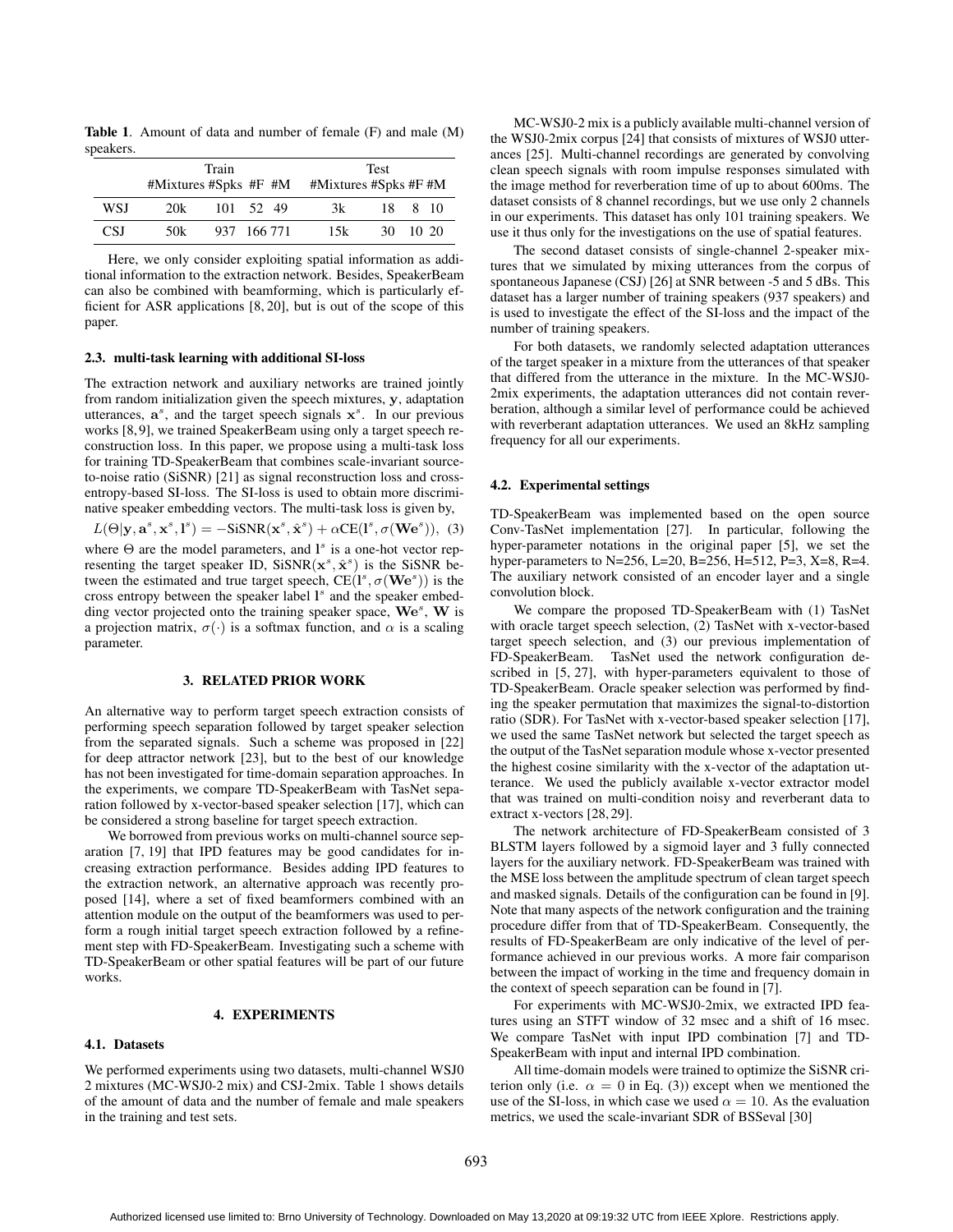**Table 1**. Amount of data and number of female (F) and male (M) speakers.

| | Train | | | | Test | | | |
|---|---|---|---|---|---|---|---|---|
| | #Mixtures | #Spks | #F | #M | #Mixtures | #Spks | #F | #M |
| WSJ | 20k | 101 | 52 | 49 | 3k | 18 | 8 | 10 |
| CSJ | 50k | 937 | 166 | 771 | 15k | 30 | 10 | 20 |

Here, we only consider exploiting spatial information as additional information to the extraction network. Besides, SpeakerBeam can also be combined with beamforming, which is particularly efficient for ASR applications [8, 20], but is out of the scope of this paper.

### 2.3. multi-task learning with additional SI-loss

The extraction network and auxiliary networks are trained jointly from random initialization given the speech mixtures, $\mathbf{y}$, adaptation utterances, $\mathbf{a}^s$, and the target speech signals $\mathbf{x}^s$. In our previous works [8,9], we trained SpeakerBeam using only a target speech reconstruction loss. In this paper, we propose using a multi-task loss for training TD-SpeakerBeam that combines scale-invariant source-to-noise ratio (SiSNR) [21] as signal reconstruction loss and cross-entropy-based SI-loss. The SI-loss is used to obtain more discriminative speaker embedding vectors. The multi-task loss is given by,

$$L(\Theta|\mathbf{y}, \mathbf{a}^s, \mathbf{x}^s, \mathbf{l}^s) = -\text{SiSNR}(\mathbf{x}^s, \hat{\mathbf{x}}^s) + \alpha \text{CE}(\mathbf{l}^s, \sigma(\mathbf{W}\mathbf{e}^s)), \quad (3)$$

where $\Theta$ are the model parameters, and $\mathbf{l}^s$ is a one-hot vector representing the target speaker ID, $\text{SiSNR}(\mathbf{x}^s, \hat{\mathbf{x}}^s)$ is the SiSNR between the estimated and true target speech, $\text{CE}(\mathbf{l}^s, \sigma(\mathbf{W}\mathbf{e}^s))$ is the cross entropy between the speaker label $\mathbf{l}^s$ and the speaker embedding vector projected onto the training speaker space, $\mathbf{W}\mathbf{e}^s$, $\mathbf{W}$ is a projection matrix, $\sigma(\cdot)$ is a softmax function, and $\alpha$ is a scaling parameter.

## 3. RELATED PRIOR WORK

An alternative way to perform target speech extraction consists of performing speech separation followed by target speaker selection from the separated signals. Such a scheme was proposed in [22] for deep attractor network [23], but to the best of our knowledge has not been investigated for time-domain separation approaches. In the experiments, we compare TD-SpeakerBeam with TasNet separation followed by x-vector-based speaker selection [17], which can be considered a strong baseline for target speech extraction.

We borrowed from previous works on multi-channel source separation [7, 19] that IPD features may be good candidates for increasing extraction performance. Besides adding IPD features to the extraction network, an alternative approach was recently proposed [14], where a set of fixed beamformers combined with an attention module on the output of the beamformers was used to perform a rough initial target speech extraction followed by a refinement step with FD-SpeakerBeam. Investigating such a scheme with TD-SpeakerBeam or other spatial features will be part of our future works.

## 4. EXPERIMENTS

### 4.1. Datasets

We performed experiments using two datasets, multi-channel WSJ0 2 mixtures (MC-WSJ0-2 mix) and CSJ-2mix. Table 1 shows details of the amount of data and the number of female and male speakers in the training and test sets.

MC-WSJ0-2 mix is a publicly available multi-channel version of the WSJ0-2mix corpus [24] that consists of mixtures of WSJ0 utterances [25]. Multi-channel recordings are generated by convolving clean speech signals with room impulse responses simulated with the image method for reverberation time of up to about 600ms. The dataset consists of 8 channel recordings, but we use only 2 channels in our experiments. This dataset has only 101 training speakers. We use it thus only for the investigations on the use of spatial features.

The second dataset consists of single-channel 2-speaker mixtures that we simulated by mixing utterances from the corpus of spontaneous Japanese (CSJ) [26] at SNR between -5 and 5 dBs. This dataset has a larger number of training speakers (937 speakers) and is used to investigate the effect of the SI-loss and the impact of the number of training speakers.

For both datasets, we randomly selected adaptation utterances of the target speaker in a mixture from the utterances of that speaker that differed from the utterance in the mixture. In the MC-WSJ0-2mix experiments, the adaptation utterances did not contain reverberation, although a similar level of performance could be achieved with reverberant adaptation utterances. We used an 8kHz sampling frequency for all our experiments.

### 4.2. Experimental settings

TD-SpeakerBeam was implemented based on the open source Conv-TasNet implementation [27]. In particular, following the hyper-parameter notations in the original paper [5], we set the hyper-parameters to N=256, L=20, B=256, H=512, P=3, X=8, R=4. The auxiliary network consisted of an encoder layer and a single convolution block.

We compare the proposed TD-SpeakerBeam with (1) TasNet with oracle target speech selection, (2) TasNet with x-vector-based target speech selection, and (3) our previous implementation of FD-SpeakerBeam. TasNet used the network configuration described in [5, 27], with hyper-parameters equivalent to those of TD-SpeakerBeam. Oracle speaker selection was performed by finding the speaker permutation that maximizes the signal-to-distortion ratio (SDR). For TasNet with x-vector-based speaker selection [17], we used the same TasNet network but selected the target speech as the output of the TasNet separation module whose x-vector presented the highest cosine similarity with the x-vector of the adaptation utterance. We used the publicly available x-vector extractor model that was trained on multi-condition noisy and reverberant data to extract x-vectors [28, 29].

The network architecture of FD-SpeakerBeam consisted of 3 BLSTM layers followed by a sigmoid layer and 3 fully connected layers for the auxiliary network. FD-SpeakerBeam was trained with the MSE loss between the amplitude spectrum of clean target speech and masked signals. Details of the configuration can be found in [9]. Note that many aspects of the network configuration and the training procedure differ from that of TD-SpeakerBeam. Consequently, the results of FD-SpeakerBeam are only indicative of the level of performance achieved in our previous works. A more fair comparison between the impact of working in the time and frequency domain in the context of speech separation can be found in [7].

For experiments with MC-WSJ0-2mix, we extracted IPD features using an STFT window of 32 msec and a shift of 16 msec. We compare TasNet with input IPD combination [7] and TD-SpeakerBeam with input and internal IPD combination.

All time-domain models were trained to optimize the SiSNR criterion only (i.e. $\alpha = 0$ in Eq. (3)) except when we mentioned the use of the SI-loss, in which case we used $\alpha = 10$. As the evaluation metrics, we used the scale-invariant SDR of BSSeval [30]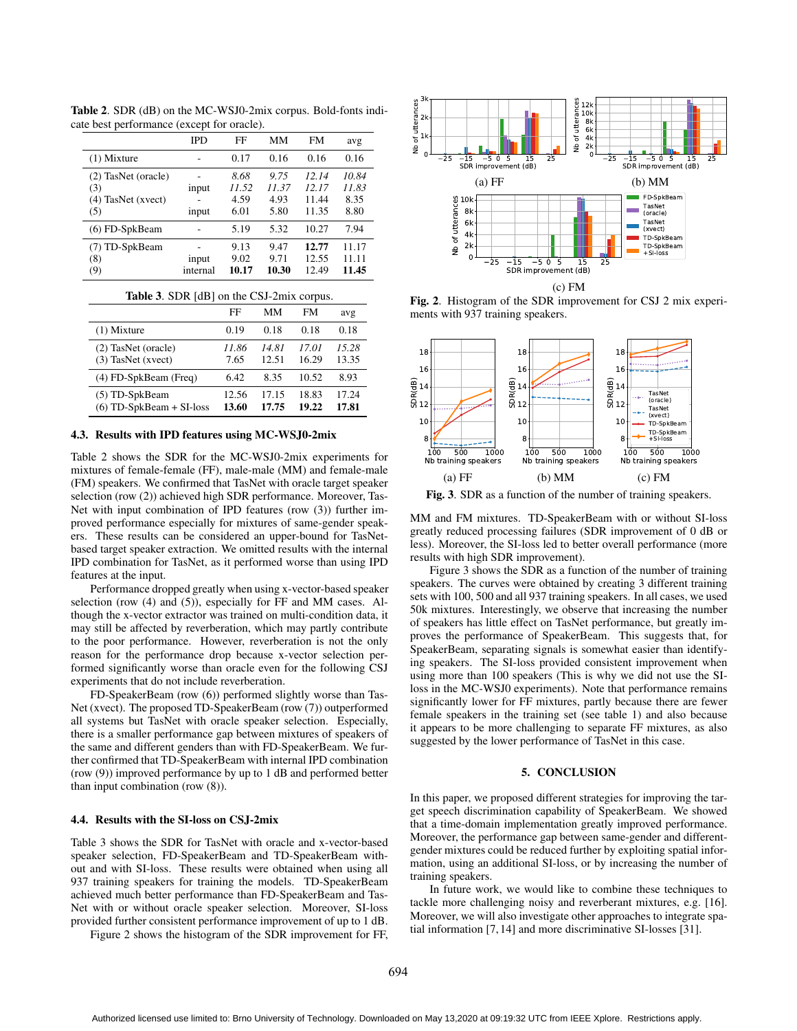**Table 2**. SDR (dB) on the MC-WSJ0-2mix corpus. Bold-fonts indicate best performance (except for oracle).

| | IPD | FF | MM | FM | avg |
|---|---|---|---|---|---|
| (1) Mixture | - | 0.17 | 0.16 | 0.16 | 0.16 |
| (2) TasNet (oracle) | - | *8.68* | *9.75* | *12.14* | *10.84* |
| (3) | input | *11.52* | *11.37* | *12.17* | *11.83* |
| (4) TasNet (xvect) | - | 4.59 | 4.93 | 11.44 | 8.35 |
| (5) | input | 6.01 | 5.80 | 11.35 | 8.80 |
| (6) FD-SpkBeam | - | 5.19 | 5.32 | 10.27 | 7.94 |
| (7) TD-SpkBeam | - | 9.13 | 9.47 | **12.77** | 11.17 |
| (8) | input | 9.02 | 9.71 | 12.55 | 11.11 |
| (9) | internal | **10.17** | **10.30** | 12.49 | **11.45** |

**Table 3**. SDR [dB] on the CSJ-2mix corpus.

| | FF | MM | FM | avg |
|---|---|---|---|---|
| (1) Mixture | 0.19 | 0.18 | 0.18 | 0.18 |
| (2) TasNet (oracle) | *11.86* | *14.81* | *17.01* | *15.28* |
| (3) TasNet (xvect) | 7.65 | 12.51 | 16.29 | 13.35 |
| (4) FD-SpkBeam (Freq) | 6.42 | 8.35 | 10.52 | 8.93 |
| (5) TD-SpkBeam | 12.56 | 17.15 | 18.83 | 17.24 |
| (6) TD-SpkBeam + SI-loss | **13.60** | **17.75** | **19.22** | **17.81** |

### 4.3. Results with IPD features using MC-WSJ0-2mix

Table 2 shows the SDR for the MC-WSJ0-2mix experiments for mixtures of female-female (FF), male-male (MM) and female-male (FM) speakers. We confirmed that TasNet with oracle target speaker selection (row (2)) achieved high SDR performance. Moreover, TasNet with input combination of IPD features (row (3)) further improved performance especially for mixtures of same-gender speakers. These results can be considered an upper-bound for TasNet-based target speaker extraction. We omitted results with the internal IPD combination for TasNet, as it performed worse than using IPD features at the input.

Performance dropped greatly when using x-vector-based speaker selection (row (4) and (5)), especially for FF and MM cases. Although the x-vector extractor was trained on multi-condition data, it may still be affected by reverberation, which may partly contribute to the poor performance. However, reverberation is not the only reason for the performance drop because x-vector selection performed significantly worse than oracle even for the following CSJ experiments that do not include reverberation.

FD-SpeakerBeam (row (6)) performed slightly worse than TasNet (xvect). The proposed TD-SpeakerBeam (row (7)) outperformed all systems but TasNet with oracle speaker selection. Especially, there is a smaller performance gap between mixtures of speakers of the same and different genders than with FD-SpeakerBeam. We further confirmed that TD-SpeakerBeam with internal IPD combination (row (9)) improved performance by up to 1 dB and performed better than input combination (row (8)).

### 4.4. Results with the SI-loss on CSJ-2mix

Table 3 shows the SDR for TasNet with oracle and x-vector-based speaker selection, FD-SpeakerBeam and TD-SpeakerBeam without and with SI-loss. These results were obtained when using all 937 training speakers for training the models. TD-SpeakerBeam achieved much better performance than FD-SpeakerBeam and TasNet with or without oracle speaker selection. Moreover, SI-loss provided further consistent performance improvement of up to 1 dB.

Figure 2 shows the histogram of the SDR improvement for FF, MM and FM mixtures. TD-SpeakerBeam with or without SI-loss greatly reduced processing failures (SDR improvement of 0 dB or less). Moreover, the SI-loss led to better overall performance (more results with high SDR improvement).

**Fig. 2**. Histogram of the SDR improvement for CSJ 2 mix experiments with 937 training speakers.

Figure 3 shows the SDR as a function of the number of training speakers. The curves were obtained by creating 3 different training sets with 100, 500 and all 937 training speakers. In all cases, we used 50k mixtures. Interestingly, we observe that increasing the number of speakers has little effect on TasNet performance, but greatly improves the performance of SpeakerBeam. This suggests that, for SpeakerBeam, separating signals is somewhat easier than identifying speakers. The SI-loss provided consistent improvement when using more than 100 speakers (This is why we did not use the SI-loss in the MC-WSJ0 experiments). Note that performance remains significantly lower for FF mixtures, partly because there are fewer female speakers in the training set (see table 1) and also because it appears to be more challenging to separate FF mixtures, as also suggested by the lower performance of TasNet in this case.

**Fig. 3**. SDR as a function of the number of training speakers.

## 5. CONCLUSION

In this paper, we proposed different strategies for improving the target speech discrimination capability of SpeakerBeam. We showed that a time-domain implementation greatly improved performance. Moreover, the performance gap between same-gender and different-gender mixtures could be reduced further by exploiting spatial information, using an additional SI-loss, or by increasing the number of training speakers.

In future work, we would like to combine these techniques to tackle more challenging noisy and reverberant mixtures, e.g. [16]. Moreover, we will also investigate other approaches to integrate spatial information [7, 14] and more discriminative SI-losses [31].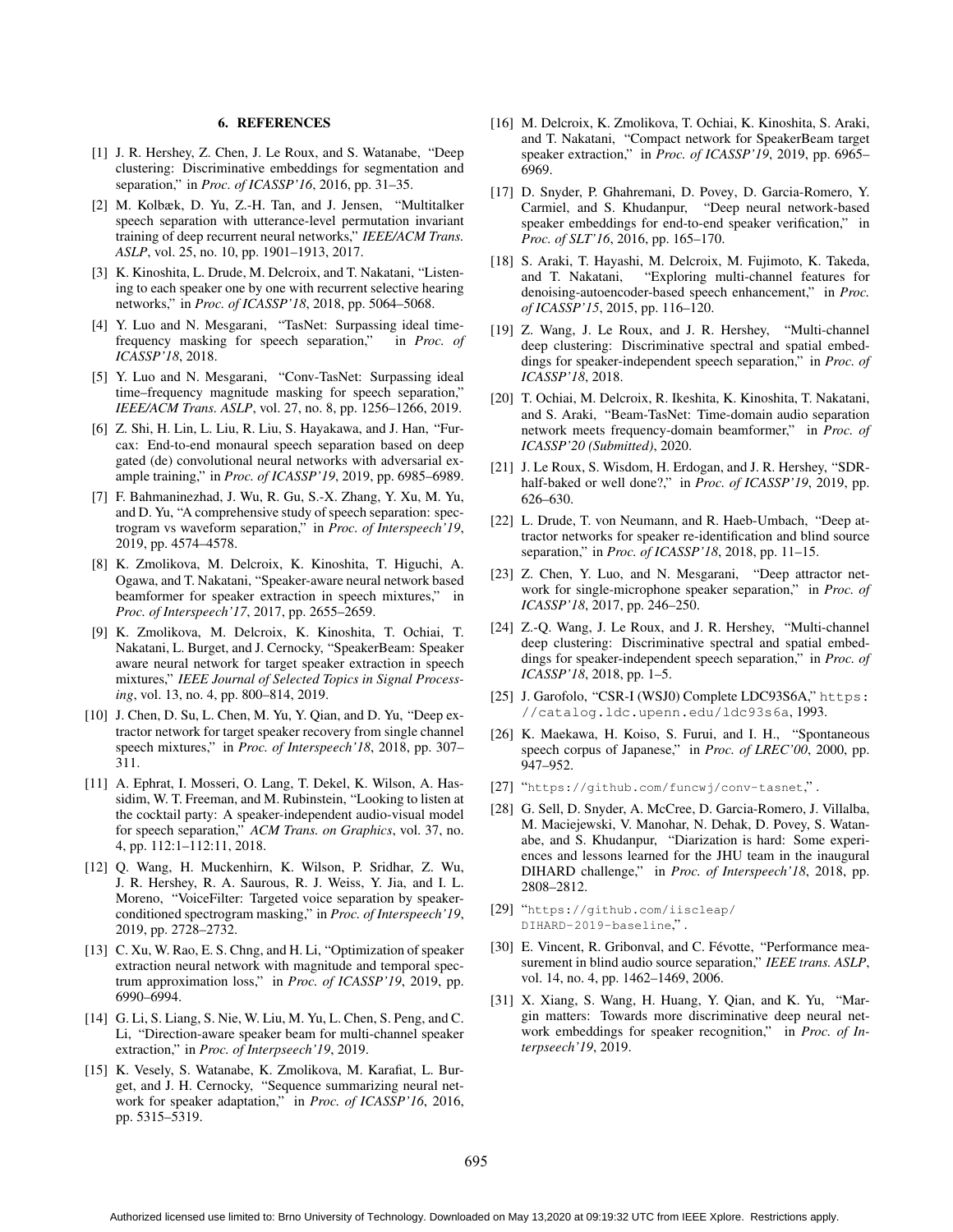## 6. REFERENCES

[1] J. R. Hershey, Z. Chen, J. Le Roux, and S. Watanabe, "Deep clustering: Discriminative embeddings for segmentation and separation," in *Proc. of ICASSP'16*, 2016, pp. 31–35.

[2] M. Kolbæk, D. Yu, Z.-H. Tan, and J. Jensen, "Multitalker speech separation with utterance-level permutation invariant training of deep recurrent neural networks," *IEEE/ACM Trans. ASLP*, vol. 25, no. 10, pp. 1901–1913, 2017.

[3] K. Kinoshita, L. Drude, M. Delcroix, and T. Nakatani, "Listening to each speaker one by one with recurrent selective hearing networks," in *Proc. of ICASSP'18*, 2018, pp. 5064–5068.

[4] Y. Luo and N. Mesgarani, "TasNet: Surpassing ideal time-frequency masking for speech separation," in *Proc. of ICASSP'18*, 2018.

[5] Y. Luo and N. Mesgarani, "Conv-TasNet: Surpassing ideal time–frequency magnitude masking for speech separation," *IEEE/ACM Trans. ASLP*, vol. 27, no. 8, pp. 1256–1266, 2019.

[6] Z. Shi, H. Lin, L. Liu, R. Liu, S. Hayakawa, and J. Han, "Furcax: End-to-end monaural speech separation based on deep gated (de) convolutional neural networks with adversarial example training," in *Proc. of ICASSP'19*, 2019, pp. 6985–6989.

[7] F. Bahmaninezhad, J. Wu, R. Gu, S.-X. Zhang, Y. Xu, M. Yu, and D. Yu, "A comprehensive study of speech separation: spectrogram vs waveform separation," in *Proc. of Interspeech'19*, 2019, pp. 4574–4578.

[8] K. Zmolikova, M. Delcroix, K. Kinoshita, T. Higuchi, A. Ogawa, and T. Nakatani, "Speaker-aware neural network based beamformer for speaker extraction in speech mixtures," in *Proc. of Interspeech'17*, 2017, pp. 2655–2659.

[9] K. Zmolikova, M. Delcroix, K. Kinoshita, T. Ochiai, T. Nakatani, L. Burget, and J. Cernocky, "SpeakerBeam: Speaker aware neural network for target speaker extraction in speech mixtures," *IEEE Journal of Selected Topics in Signal Processing*, vol. 13, no. 4, pp. 800–814, 2019.

[10] J. Chen, D. Su, L. Chen, M. Yu, Y. Qian, and D. Yu, "Deep extractor network for target speaker recovery from single channel speech mixtures," in *Proc. of Interspeech'18*, 2018, pp. 307–311.

[11] A. Ephrat, I. Mosseri, O. Lang, T. Dekel, K. Wilson, A. Hassidim, W. T. Freeman, and M. Rubinstein, "Looking to listen at the cocktail party: A speaker-independent audio-visual model for speech separation," *ACM Trans. on Graphics*, vol. 37, no. 4, pp. 112:1–112:11, 2018.

[12] Q. Wang, H. Muckenhirn, K. Wilson, P. Sridhar, Z. Wu, J. R. Hershey, R. A. Saurous, R. J. Weiss, Y. Jia, and I. L. Moreno, "VoiceFilter: Targeted voice separation by speaker-conditioned spectrogram masking," in *Proc. of Interspeech'19*, 2019, pp. 2728–2732.

[13] C. Xu, W. Rao, E. S. Chng, and H. Li, "Optimization of speaker extraction neural network with magnitude and temporal spectrum approximation loss," in *Proc. of ICASSP'19*, 2019, pp. 6990–6994.

[14] G. Li, S. Liang, S. Nie, W. Liu, M. Yu, L. Chen, S. Peng, and C. Li, "Direction-aware speaker beam for multi-channel speaker extraction," in *Proc. of Interpseech'19*, 2019.

[15] K. Vesely, S. Watanabe, K. Zmolikova, M. Karafiat, L. Burget, and J. H. Cernocky, "Sequence summarizing neural network for speaker adaptation," in *Proc. of ICASSP'16*, 2016, pp. 5315–5319.

[16] M. Delcroix, K. Zmolikova, T. Ochiai, K. Kinoshita, S. Araki, and T. Nakatani, "Compact network for SpeakerBeam target speaker extraction," in *Proc. of ICASSP'19*, 2019, pp. 6965–6969.

[17] D. Snyder, P. Ghahremani, D. Povey, D. Garcia-Romero, Y. Carmiel, and S. Khudanpur, "Deep neural network-based speaker embeddings for end-to-end speaker verification," in *Proc. of SLT'16*, 2016, pp. 165–170.

[18] S. Araki, T. Hayashi, M. Delcroix, M. Fujimoto, K. Takeda, and T. Nakatani, "Exploring multi-channel features for denoising-autoencoder-based speech enhancement," in *Proc. of ICASSP'15*, 2015, pp. 116–120.

[19] Z. Wang, J. Le Roux, and J. R. Hershey, "Multi-channel deep clustering: Discriminative spectral and spatial embeddings for speaker-independent speech separation," in *Proc. of ICASSP'18*, 2018.

[20] T. Ochiai, M. Delcroix, R. Ikeshita, K. Kinoshita, T. Nakatani, and S. Araki, "Beam-TasNet: Time-domain audio separation network meets frequency-domain beamformer," in *Proc. of ICASSP'20 (Submitted)*, 2020.

[21] J. Le Roux, S. Wisdom, H. Erdogan, and J. R. Hershey, "SDR-half-baked or well done?," in *Proc. of ICASSP'19*, 2019, pp. 626–630.

[22] L. Drude, T. von Neumann, and R. Haeb-Umbach, "Deep attractor networks for speaker re-identification and blind source separation," in *Proc. of ICASSP'18*, 2018, pp. 11–15.

[23] Z. Chen, Y. Luo, and N. Mesgarani, "Deep attractor network for single-microphone speaker separation," in *Proc. of ICASSP'18*, 2017, pp. 246–250.

[24] Z.-Q. Wang, J. Le Roux, and J. R. Hershey, "Multi-channel deep clustering: Discriminative spectral and spatial embeddings for speaker-independent speech separation," in *Proc. of ICASSP'18*, 2018, pp. 1–5.

[25] J. Garofolo, "CSR-I (WSJ0) Complete LDC93S6A," `https://catalog.ldc.upenn.edu/ldc93s6a`, 1993.

[26] K. Maekawa, H. Koiso, S. Furui, and I. H., "Spontaneous speech corpus of Japanese," in *Proc. of LREC'00*, 2000, pp. 947–952.

[27] "`https://github.com/funcwj/conv-tasnet`," .

[28] G. Sell, D. Snyder, A. McCree, D. Garcia-Romero, J. Villalba, M. Maciejewski, V. Manohar, N. Dehak, D. Povey, S. Watanabe, and S. Khudanpur, "Diarization is hard: Some experiences and lessons learned for the JHU team in the inaugural DIHARD challenge," in *Proc. of Interspeech'18*, 2018, pp. 2808–2812.

[29] "`https://github.com/iiscleap/DIHARD-2019-baseline`," .

[30] E. Vincent, R. Gribonval, and C. Févotte, "Performance measurement in blind audio source separation," *IEEE trans. ASLP*, vol. 14, no. 4, pp. 1462–1469, 2006.

[31] X. Xiang, S. Wang, H. Huang, Y. Qian, and K. Yu, "Margin matters: Towards more discriminative deep neural network embeddings for speaker recognition," in *Proc. of Interpseech'19*, 2019.

Authorized licensed use limited to: Brno University of Technology. Downloaded on May 13,2020 at 09:19:32 UTC from IEEE Xplore. Restrictions apply.